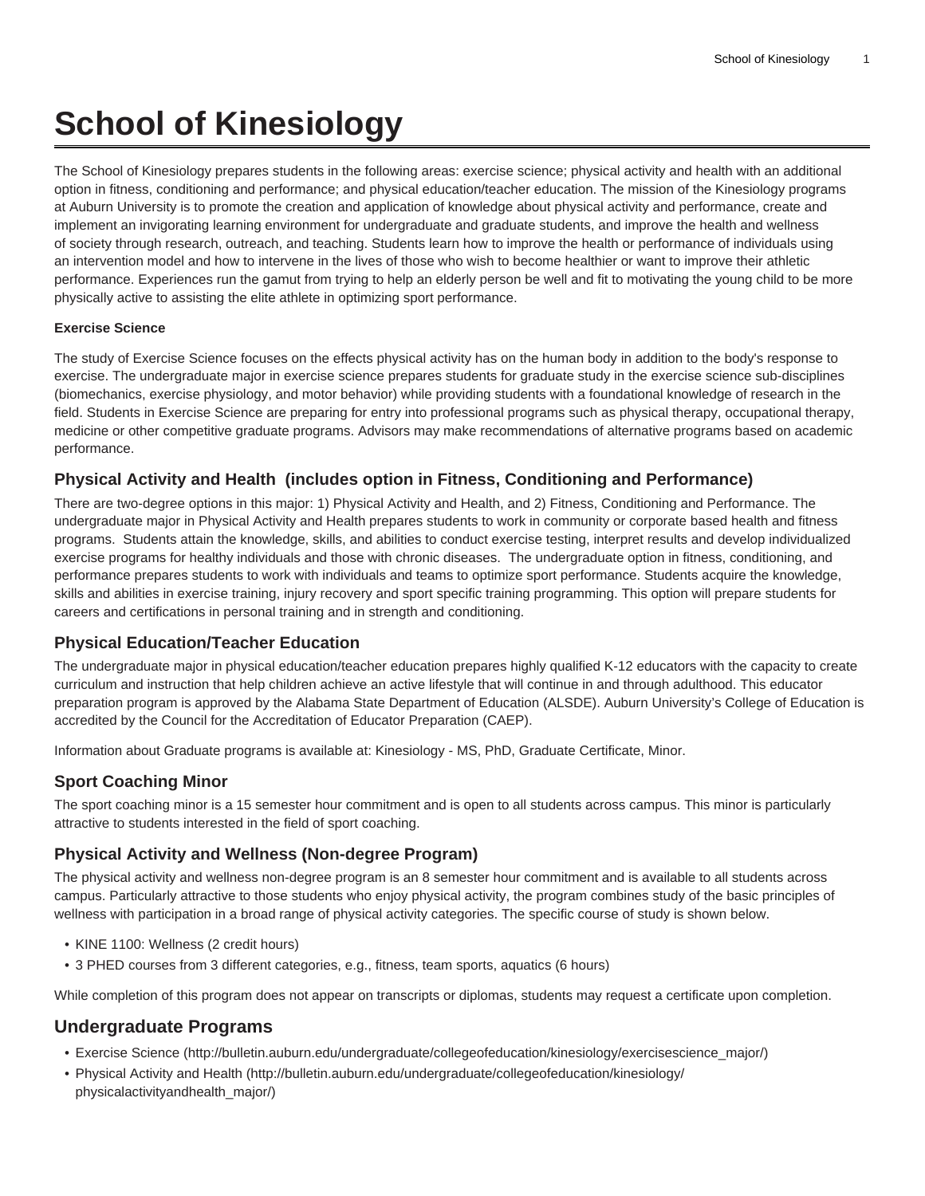# School of Kinesiology

The School of Kinesiology prepares students in the following areas: exercise science; physical activity and health with an additional option in fitness, conditioning and performance; and physical education/teacher education. The mission of the Kinesiology programs at Auburn University is to promote the creation and application of knowledge about physical activity and performance, create and implement an invigorating learning environment for undergraduate and graduate students, and improve the health and wellness of society through research, outreach, and teaching. Students learn how to improve the health or performance of individuals using an intervention model and how to intervene in the lives of those who wish to become healthier or want to improve their athletic performance. Experiences run the gamut from trying to help an elderly person be well and fit to motivating the young child to be more physically active to assisting the elite athlete in optimizing sport performance.

**Exercise Science**

The study of Exercise Science focuses on the effects physical activity has on the human body in addition to the body's response to exercise. The undergraduate major in exercise science prepares students for graduate study in the exercise science sub-disciplines (biomechanics, exercise physiology, and motor behavior) while providing students with a foundational knowledge of research in the field. Students in Exercise Science are preparing for entry into professional programs such as physical therapy, occupational therapy, medicine or other competitive graduate programs. Advisors may make recommendations of alternative programs based on academic performance.

## Physical Activity and Health (includes option in Fitness, Conditioning and Performance)

There are two-degree options in this major: 1) Physical Activity and Health, and 2) Fitness, Conditioning and Performance. The undergraduate major in Physical Activity and Health prepares students to work in community or corporate based health and fitness programs. Students attain the knowledge, skills, and abilities to conduct exercise testing, interpret results and develop individualized exercise programs for healthy individuals and those with chronic diseases. The undergraduate option in fitness, conditioning, and performance prepares students to work with individuals and teams to optimize sport performance. Students acquire the knowledge, skills and abilities in exercise training, injury recovery and sport specific training programming. This option will prepare students for careers and certifications in personal training and in strength and conditioning.

## Physical Education/Teacher Education

The undergraduate major in physical education/teacher education prepares highly qualified K-12 educators with the capacity to create curriculum and instruction that help children achieve an active lifestyle that will continue in and through adulthood. This educator preparation program is approved by the Alabama State Department of Education (ALSDE). Auburn University's College of Education is accredited by the Council for the Accreditation of Educator Preparation (CAEP).

Information about Graduate programs is available at: Kinesiology - MS, PhD, Graduate Certificate, Minor.

## Sport Coaching Minor

The sport coaching minor is a 15 semester hour commitment and is open to all students across campus. This minor is particularly attractive to students interested in the field of sport coaching.

## Physical Activity and Wellness (Non-degree Program)

The physical activity and wellness non-degree program is an 8 semester hour commitment and is available to all students across campus. Particularly attractive to those students who enjoy physical activity, the program combines study of the basic principles of wellness with participation in a broad range of physical activity categories. The specific course of study is shown below.

- KINE 1100: Wellness (2 credit hours)
- 3 PHED courses from 3 different categories, e.g., fitness, team sports, aquatics (6 hours)

While completion of this program does not appear on transcripts or diplomas, students may request a certificate upon completion.

## Undergraduate Programs

- Exercise Science (http://bulletin.auburn.edu/undergraduate/collegeofeducation/kinesiology/exercisescience_major/)
- Physical Activity and Health (http://bulletin.auburn.edu/undergraduate/collegeofeducation/kinesiology/physicalactivityandhealth_major/)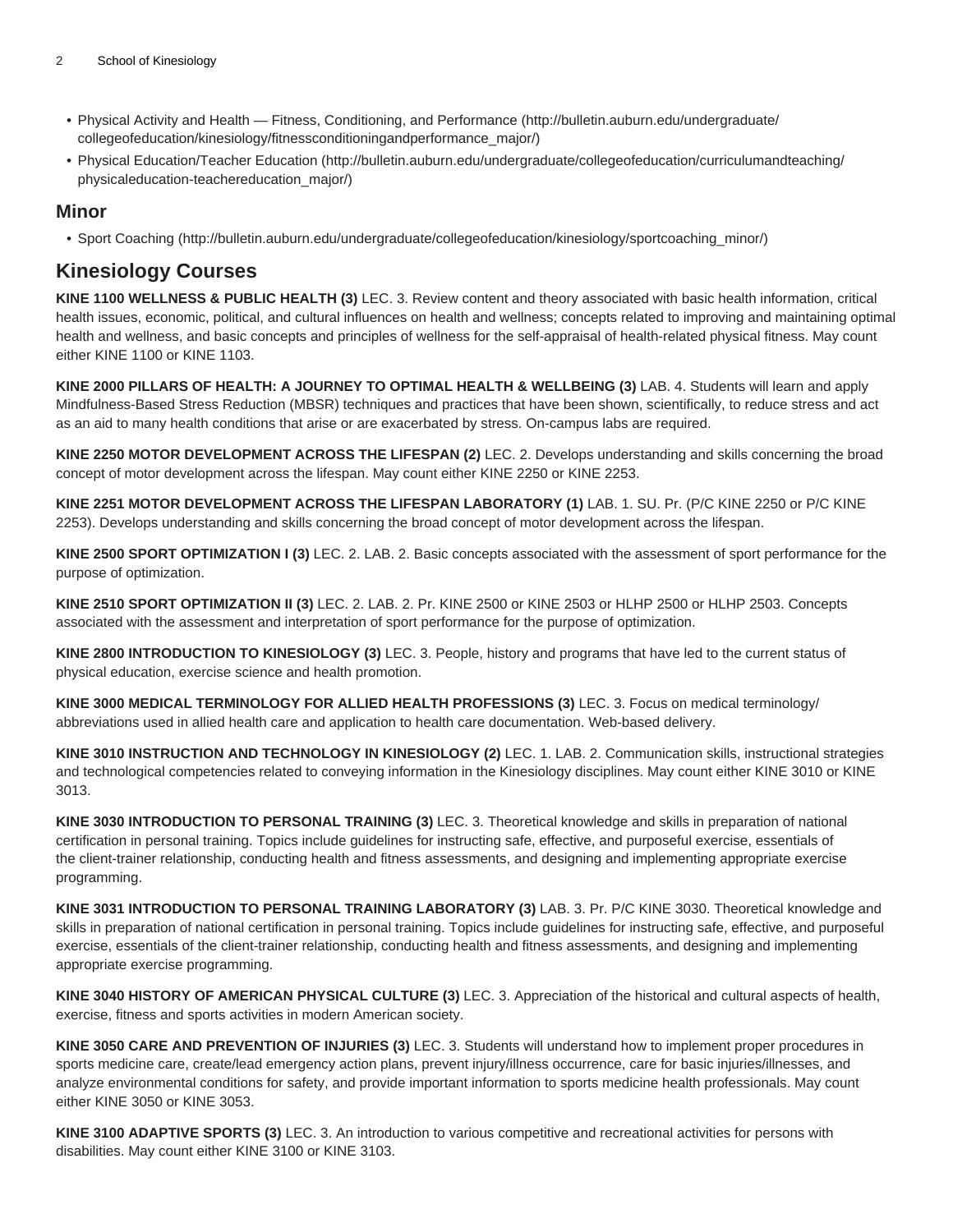- Physical Activity and Health — Fitness, Conditioning, and Performance (http://bulletin.auburn.edu/undergraduate/collegeofeducation/kinesiology/fitnessconditioningandperformance_major/)
- Physical Education/Teacher Education (http://bulletin.auburn.edu/undergraduate/collegeofeducation/curriculumandteaching/physicaleducation-teachereducation_major/)

## Minor

- Sport Coaching (http://bulletin.auburn.edu/undergraduate/collegeofeducation/kinesiology/sportcoaching_minor/)

## Kinesiology Courses

**KINE 1100 WELLNESS & PUBLIC HEALTH (3)** LEC. 3. Review content and theory associated with basic health information, critical health issues, economic, political, and cultural influences on health and wellness; concepts related to improving and maintaining optimal health and wellness, and basic concepts and principles of wellness for the self-appraisal of health-related physical fitness. May count either KINE 1100 or KINE 1103.

**KINE 2000 PILLARS OF HEALTH: A JOURNEY TO OPTIMAL HEALTH & WELLBEING (3)** LAB. 4. Students will learn and apply Mindfulness-Based Stress Reduction (MBSR) techniques and practices that have been shown, scientifically, to reduce stress and act as an aid to many health conditions that arise or are exacerbated by stress. On-campus labs are required.

**KINE 2250 MOTOR DEVELOPMENT ACROSS THE LIFESPAN (2)** LEC. 2. Develops understanding and skills concerning the broad concept of motor development across the lifespan. May count either KINE 2250 or KINE 2253.

**KINE 2251 MOTOR DEVELOPMENT ACROSS THE LIFESPAN LABORATORY (1)** LAB. 1. SU. Pr. (P/C KINE 2250 or P/C KINE 2253). Develops understanding and skills concerning the broad concept of motor development across the lifespan.

**KINE 2500 SPORT OPTIMIZATION I (3)** LEC. 2. LAB. 2. Basic concepts associated with the assessment of sport performance for the purpose of optimization.

**KINE 2510 SPORT OPTIMIZATION II (3)** LEC. 2. LAB. 2. Pr. KINE 2500 or KINE 2503 or HLHP 2500 or HLHP 2503. Concepts associated with the assessment and interpretation of sport performance for the purpose of optimization.

**KINE 2800 INTRODUCTION TO KINESIOLOGY (3)** LEC. 3. People, history and programs that have led to the current status of physical education, exercise science and health promotion.

**KINE 3000 MEDICAL TERMINOLOGY FOR ALLIED HEALTH PROFESSIONS (3)** LEC. 3. Focus on medical terminology/abbreviations used in allied health care and application to health care documentation. Web-based delivery.

**KINE 3010 INSTRUCTION AND TECHNOLOGY IN KINESIOLOGY (2)** LEC. 1. LAB. 2. Communication skills, instructional strategies and technological competencies related to conveying information in the Kinesiology disciplines. May count either KINE 3010 or KINE 3013.

**KINE 3030 INTRODUCTION TO PERSONAL TRAINING (3)** LEC. 3. Theoretical knowledge and skills in preparation of national certification in personal training. Topics include guidelines for instructing safe, effective, and purposeful exercise, essentials of the client-trainer relationship, conducting health and fitness assessments, and designing and implementing appropriate exercise programming.

**KINE 3031 INTRODUCTION TO PERSONAL TRAINING LABORATORY (3)** LAB. 3. Pr. P/C KINE 3030. Theoretical knowledge and skills in preparation of national certification in personal training. Topics include guidelines for instructing safe, effective, and purposeful exercise, essentials of the client-trainer relationship, conducting health and fitness assessments, and designing and implementing appropriate exercise programming.

**KINE 3040 HISTORY OF AMERICAN PHYSICAL CULTURE (3)** LEC. 3. Appreciation of the historical and cultural aspects of health, exercise, fitness and sports activities in modern American society.

**KINE 3050 CARE AND PREVENTION OF INJURIES (3)** LEC. 3. Students will understand how to implement proper procedures in sports medicine care, create/lead emergency action plans, prevent injury/illness occurrence, care for basic injuries/illnesses, and analyze environmental conditions for safety, and provide important information to sports medicine health professionals. May count either KINE 3050 or KINE 3053.

**KINE 3100 ADAPTIVE SPORTS (3)** LEC. 3. An introduction to various competitive and recreational activities for persons with disabilities. May count either KINE 3100 or KINE 3103.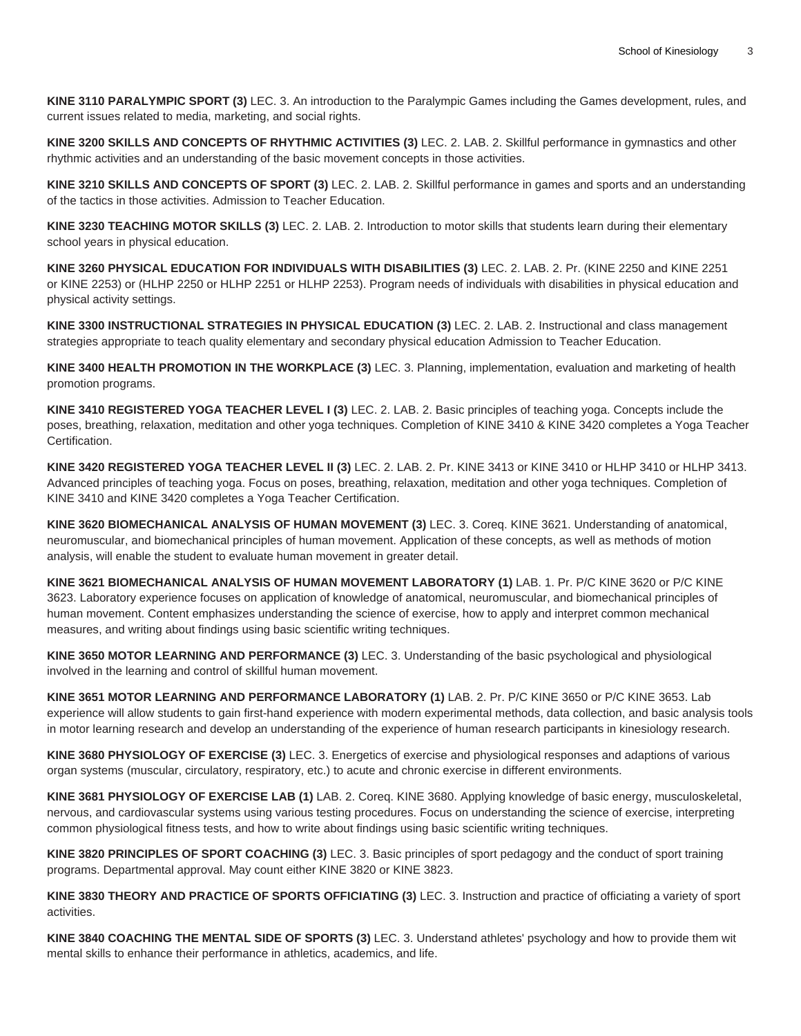**KINE 3110 PARALYMPIC SPORT (3)** LEC. 3. An introduction to the Paralympic Games including the Games development, rules, and current issues related to media, marketing, and social rights.

**KINE 3200 SKILLS AND CONCEPTS OF RHYTHMIC ACTIVITIES (3)** LEC. 2. LAB. 2. Skillful performance in gymnastics and other rhythmic activities and an understanding of the basic movement concepts in those activities.

**KINE 3210 SKILLS AND CONCEPTS OF SPORT (3)** LEC. 2. LAB. 2. Skillful performance in games and sports and an understanding of the tactics in those activities. Admission to Teacher Education.

**KINE 3230 TEACHING MOTOR SKILLS (3)** LEC. 2. LAB. 2. Introduction to motor skills that students learn during their elementary school years in physical education.

**KINE 3260 PHYSICAL EDUCATION FOR INDIVIDUALS WITH DISABILITIES (3)** LEC. 2. LAB. 2. Pr. (KINE 2250 and KINE 2251 or KINE 2253) or (HLHP 2250 or HLHP 2251 or HLHP 2253). Program needs of individuals with disabilities in physical education and physical activity settings.

**KINE 3300 INSTRUCTIONAL STRATEGIES IN PHYSICAL EDUCATION (3)** LEC. 2. LAB. 2. Instructional and class management strategies appropriate to teach quality elementary and secondary physical education Admission to Teacher Education.

**KINE 3400 HEALTH PROMOTION IN THE WORKPLACE (3)** LEC. 3. Planning, implementation, evaluation and marketing of health promotion programs.

**KINE 3410 REGISTERED YOGA TEACHER LEVEL I (3)** LEC. 2. LAB. 2. Basic principles of teaching yoga. Concepts include the poses, breathing, relaxation, meditation and other yoga techniques. Completion of KINE 3410 & KINE 3420 completes a Yoga Teacher Certification.

**KINE 3420 REGISTERED YOGA TEACHER LEVEL II (3)** LEC. 2. LAB. 2. Pr. KINE 3413 or KINE 3410 or HLHP 3410 or HLHP 3413. Advanced principles of teaching yoga. Focus on poses, breathing, relaxation, meditation and other yoga techniques. Completion of KINE 3410 and KINE 3420 completes a Yoga Teacher Certification.

**KINE 3620 BIOMECHANICAL ANALYSIS OF HUMAN MOVEMENT (3)** LEC. 3. Coreq. KINE 3621. Understanding of anatomical, neuromuscular, and biomechanical principles of human movement. Application of these concepts, as well as methods of motion analysis, will enable the student to evaluate human movement in greater detail.

**KINE 3621 BIOMECHANICAL ANALYSIS OF HUMAN MOVEMENT LABORATORY (1)** LAB. 1. Pr. P/C KINE 3620 or P/C KINE 3623. Laboratory experience focuses on application of knowledge of anatomical, neuromuscular, and biomechanical principles of human movement. Content emphasizes understanding the science of exercise, how to apply and interpret common mechanical measures, and writing about findings using basic scientific writing techniques.

**KINE 3650 MOTOR LEARNING AND PERFORMANCE (3)** LEC. 3. Understanding of the basic psychological and physiological involved in the learning and control of skillful human movement.

**KINE 3651 MOTOR LEARNING AND PERFORMANCE LABORATORY (1)** LAB. 2. Pr. P/C KINE 3650 or P/C KINE 3653. Lab experience will allow students to gain first-hand experience with modern experimental methods, data collection, and basic analysis tools in motor learning research and develop an understanding of the experience of human research participants in kinesiology research.

**KINE 3680 PHYSIOLOGY OF EXERCISE (3)** LEC. 3. Energetics of exercise and physiological responses and adaptions of various organ systems (muscular, circulatory, respiratory, etc.) to acute and chronic exercise in different environments.

**KINE 3681 PHYSIOLOGY OF EXERCISE LAB (1)** LAB. 2. Coreq. KINE 3680. Applying knowledge of basic energy, musculoskeletal, nervous, and cardiovascular systems using various testing procedures. Focus on understanding the science of exercise, interpreting common physiological fitness tests, and how to write about findings using basic scientific writing techniques.

**KINE 3820 PRINCIPLES OF SPORT COACHING (3)** LEC. 3. Basic principles of sport pedagogy and the conduct of sport training programs. Departmental approval. May count either KINE 3820 or KINE 3823.

**KINE 3830 THEORY AND PRACTICE OF SPORTS OFFICIATING (3)** LEC. 3. Instruction and practice of officiating a variety of sport activities.

**KINE 3840 COACHING THE MENTAL SIDE OF SPORTS (3)** LEC. 3. Understand athletes' psychology and how to provide them wit mental skills to enhance their performance in athletics, academics, and life.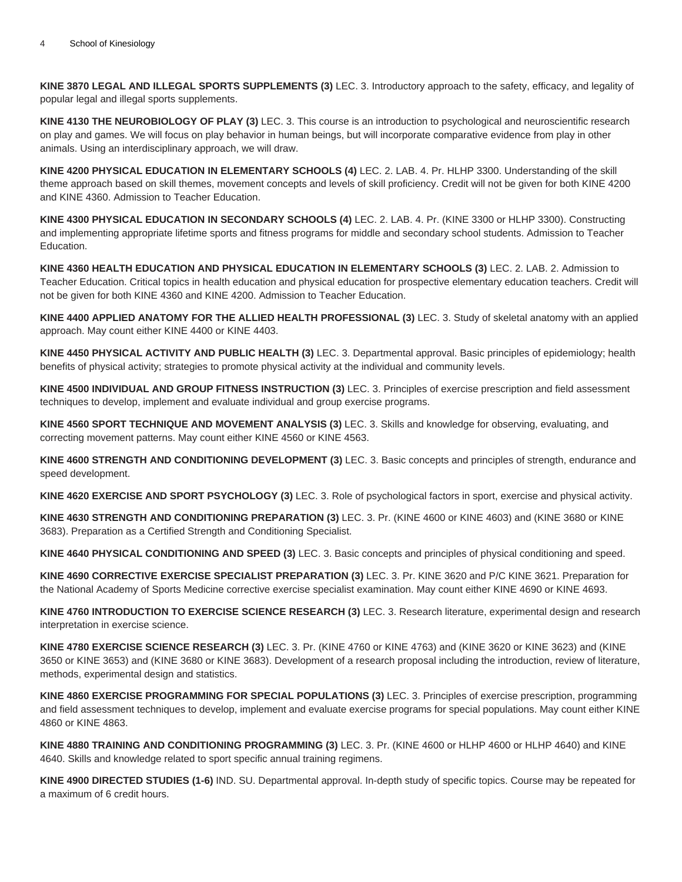**KINE 3870 LEGAL AND ILLEGAL SPORTS SUPPLEMENTS (3)** LEC. 3. Introductory approach to the safety, efficacy, and legality of popular legal and illegal sports supplements.

**KINE 4130 THE NEUROBIOLOGY OF PLAY (3)** LEC. 3. This course is an introduction to psychological and neuroscientific research on play and games. We will focus on play behavior in human beings, but will incorporate comparative evidence from play in other animals. Using an interdisciplinary approach, we will draw.

**KINE 4200 PHYSICAL EDUCATION IN ELEMENTARY SCHOOLS (4)** LEC. 2. LAB. 4. Pr. HLHP 3300. Understanding of the skill theme approach based on skill themes, movement concepts and levels of skill proficiency. Credit will not be given for both KINE 4200 and KINE 4360. Admission to Teacher Education.

**KINE 4300 PHYSICAL EDUCATION IN SECONDARY SCHOOLS (4)** LEC. 2. LAB. 4. Pr. (KINE 3300 or HLHP 3300). Constructing and implementing appropriate lifetime sports and fitness programs for middle and secondary school students. Admission to Teacher Education.

**KINE 4360 HEALTH EDUCATION AND PHYSICAL EDUCATION IN ELEMENTARY SCHOOLS (3)** LEC. 2. LAB. 2. Admission to Teacher Education. Critical topics in health education and physical education for prospective elementary education teachers. Credit will not be given for both KINE 4360 and KINE 4200. Admission to Teacher Education.

**KINE 4400 APPLIED ANATOMY FOR THE ALLIED HEALTH PROFESSIONAL (3)** LEC. 3. Study of skeletal anatomy with an applied approach. May count either KINE 4400 or KINE 4403.

**KINE 4450 PHYSICAL ACTIVITY AND PUBLIC HEALTH (3)** LEC. 3. Departmental approval. Basic principles of epidemiology; health benefits of physical activity; strategies to promote physical activity at the individual and community levels.

**KINE 4500 INDIVIDUAL AND GROUP FITNESS INSTRUCTION (3)** LEC. 3. Principles of exercise prescription and field assessment techniques to develop, implement and evaluate individual and group exercise programs.

**KINE 4560 SPORT TECHNIQUE AND MOVEMENT ANALYSIS (3)** LEC. 3. Skills and knowledge for observing, evaluating, and correcting movement patterns. May count either KINE 4560 or KINE 4563.

**KINE 4600 STRENGTH AND CONDITIONING DEVELOPMENT (3)** LEC. 3. Basic concepts and principles of strength, endurance and speed development.

**KINE 4620 EXERCISE AND SPORT PSYCHOLOGY (3)** LEC. 3. Role of psychological factors in sport, exercise and physical activity.

**KINE 4630 STRENGTH AND CONDITIONING PREPARATION (3)** LEC. 3. Pr. (KINE 4600 or KINE 4603) and (KINE 3680 or KINE 3683). Preparation as a Certified Strength and Conditioning Specialist.

**KINE 4640 PHYSICAL CONDITIONING AND SPEED (3)** LEC. 3. Basic concepts and principles of physical conditioning and speed.

**KINE 4690 CORRECTIVE EXERCISE SPECIALIST PREPARATION (3)** LEC. 3. Pr. KINE 3620 and P/C KINE 3621. Preparation for the National Academy of Sports Medicine corrective exercise specialist examination. May count either KINE 4690 or KINE 4693.

**KINE 4760 INTRODUCTION TO EXERCISE SCIENCE RESEARCH (3)** LEC. 3. Research literature, experimental design and research interpretation in exercise science.

**KINE 4780 EXERCISE SCIENCE RESEARCH (3)** LEC. 3. Pr. (KINE 4760 or KINE 4763) and (KINE 3620 or KINE 3623) and (KINE 3650 or KINE 3653) and (KINE 3680 or KINE 3683). Development of a research proposal including the introduction, review of literature, methods, experimental design and statistics.

**KINE 4860 EXERCISE PROGRAMMING FOR SPECIAL POPULATIONS (3)** LEC. 3. Principles of exercise prescription, programming and field assessment techniques to develop, implement and evaluate exercise programs for special populations. May count either KINE 4860 or KINE 4863.

**KINE 4880 TRAINING AND CONDITIONING PROGRAMMING (3)** LEC. 3. Pr. (KINE 4600 or HLHP 4600 or HLHP 4640) and KINE 4640. Skills and knowledge related to sport specific annual training regimens.

**KINE 4900 DIRECTED STUDIES (1-6)** IND. SU. Departmental approval. In-depth study of specific topics. Course may be repeated for a maximum of 6 credit hours.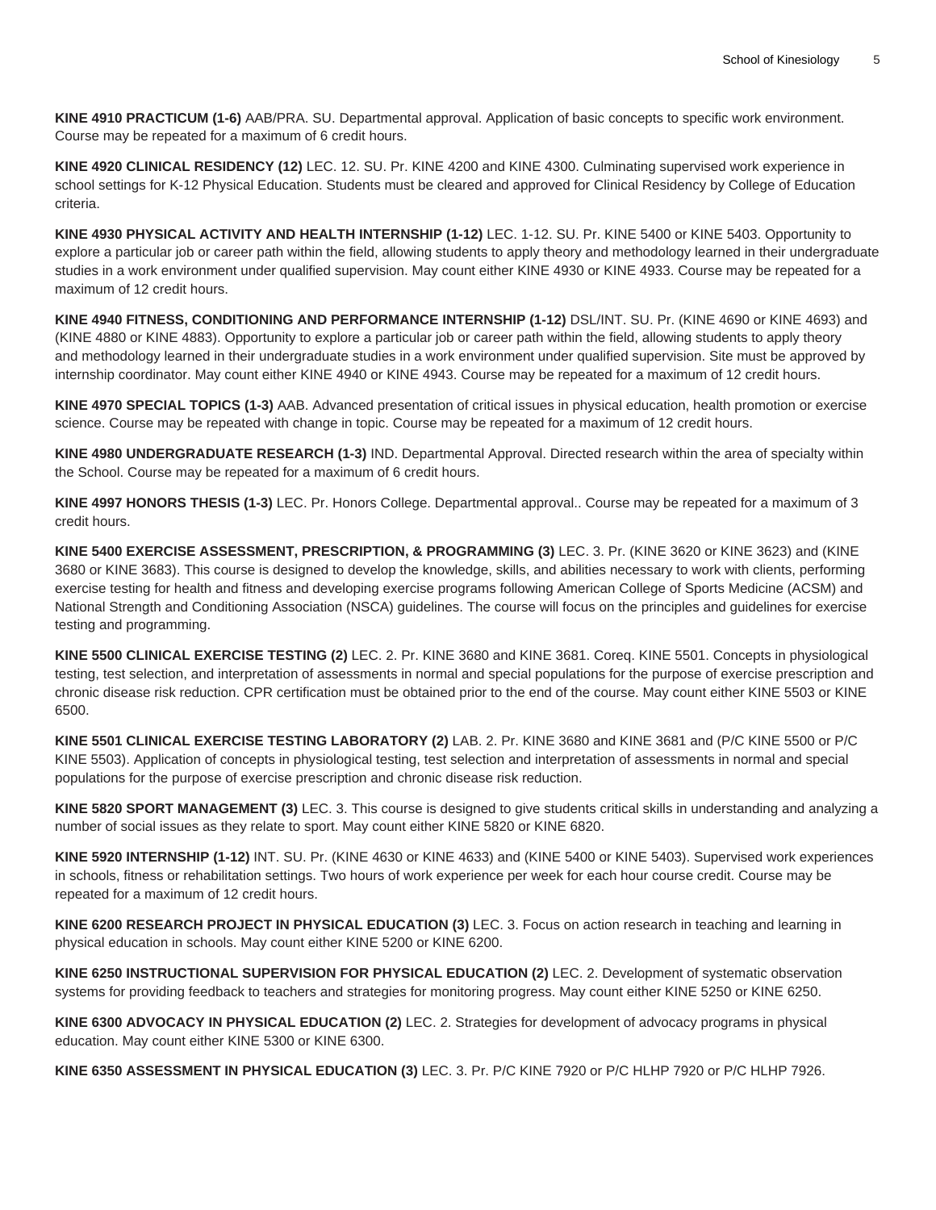**KINE 4910 PRACTICUM (1-6)** AAB/PRA. SU. Departmental approval. Application of basic concepts to specific work environment. Course may be repeated for a maximum of 6 credit hours.

**KINE 4920 CLINICAL RESIDENCY (12)** LEC. 12. SU. Pr. KINE 4200 and KINE 4300. Culminating supervised work experience in school settings for K-12 Physical Education. Students must be cleared and approved for Clinical Residency by College of Education criteria.

**KINE 4930 PHYSICAL ACTIVITY AND HEALTH INTERNSHIP (1-12)** LEC. 1-12. SU. Pr. KINE 5400 or KINE 5403. Opportunity to explore a particular job or career path within the field, allowing students to apply theory and methodology learned in their undergraduate studies in a work environment under qualified supervision. May count either KINE 4930 or KINE 4933. Course may be repeated for a maximum of 12 credit hours.

**KINE 4940 FITNESS, CONDITIONING AND PERFORMANCE INTERNSHIP (1-12)** DSL/INT. SU. Pr. (KINE 4690 or KINE 4693) and (KINE 4880 or KINE 4883). Opportunity to explore a particular job or career path within the field, allowing students to apply theory and methodology learned in their undergraduate studies in a work environment under qualified supervision. Site must be approved by internship coordinator. May count either KINE 4940 or KINE 4943. Course may be repeated for a maximum of 12 credit hours.

**KINE 4970 SPECIAL TOPICS (1-3)** AAB. Advanced presentation of critical issues in physical education, health promotion or exercise science. Course may be repeated with change in topic. Course may be repeated for a maximum of 12 credit hours.

**KINE 4980 UNDERGRADUATE RESEARCH (1-3)** IND. Departmental Approval. Directed research within the area of specialty within the School. Course may be repeated for a maximum of 6 credit hours.

**KINE 4997 HONORS THESIS (1-3)** LEC. Pr. Honors College. Departmental approval.. Course may be repeated for a maximum of 3 credit hours.

**KINE 5400 EXERCISE ASSESSMENT, PRESCRIPTION, & PROGRAMMING (3)** LEC. 3. Pr. (KINE 3620 or KINE 3623) and (KINE 3680 or KINE 3683). This course is designed to develop the knowledge, skills, and abilities necessary to work with clients, performing exercise testing for health and fitness and developing exercise programs following American College of Sports Medicine (ACSM) and National Strength and Conditioning Association (NSCA) guidelines. The course will focus on the principles and guidelines for exercise testing and programming.

**KINE 5500 CLINICAL EXERCISE TESTING (2)** LEC. 2. Pr. KINE 3680 and KINE 3681. Coreq. KINE 5501. Concepts in physiological testing, test selection, and interpretation of assessments in normal and special populations for the purpose of exercise prescription and chronic disease risk reduction. CPR certification must be obtained prior to the end of the course. May count either KINE 5503 or KINE 6500.

**KINE 5501 CLINICAL EXERCISE TESTING LABORATORY (2)** LAB. 2. Pr. KINE 3680 and KINE 3681 and (P/C KINE 5500 or P/C KINE 5503). Application of concepts in physiological testing, test selection and interpretation of assessments in normal and special populations for the purpose of exercise prescription and chronic disease risk reduction.

**KINE 5820 SPORT MANAGEMENT (3)** LEC. 3. This course is designed to give students critical skills in understanding and analyzing a number of social issues as they relate to sport. May count either KINE 5820 or KINE 6820.

**KINE 5920 INTERNSHIP (1-12)** INT. SU. Pr. (KINE 4630 or KINE 4633) and (KINE 5400 or KINE 5403). Supervised work experiences in schools, fitness or rehabilitation settings. Two hours of work experience per week for each hour course credit. Course may be repeated for a maximum of 12 credit hours.

**KINE 6200 RESEARCH PROJECT IN PHYSICAL EDUCATION (3)** LEC. 3. Focus on action research in teaching and learning in physical education in schools. May count either KINE 5200 or KINE 6200.

**KINE 6250 INSTRUCTIONAL SUPERVISION FOR PHYSICAL EDUCATION (2)** LEC. 2. Development of systematic observation systems for providing feedback to teachers and strategies for monitoring progress. May count either KINE 5250 or KINE 6250.

**KINE 6300 ADVOCACY IN PHYSICAL EDUCATION (2)** LEC. 2. Strategies for development of advocacy programs in physical education. May count either KINE 5300 or KINE 6300.

**KINE 6350 ASSESSMENT IN PHYSICAL EDUCATION (3)** LEC. 3. Pr. P/C KINE 7920 or P/C HLHP 7920 or P/C HLHP 7926.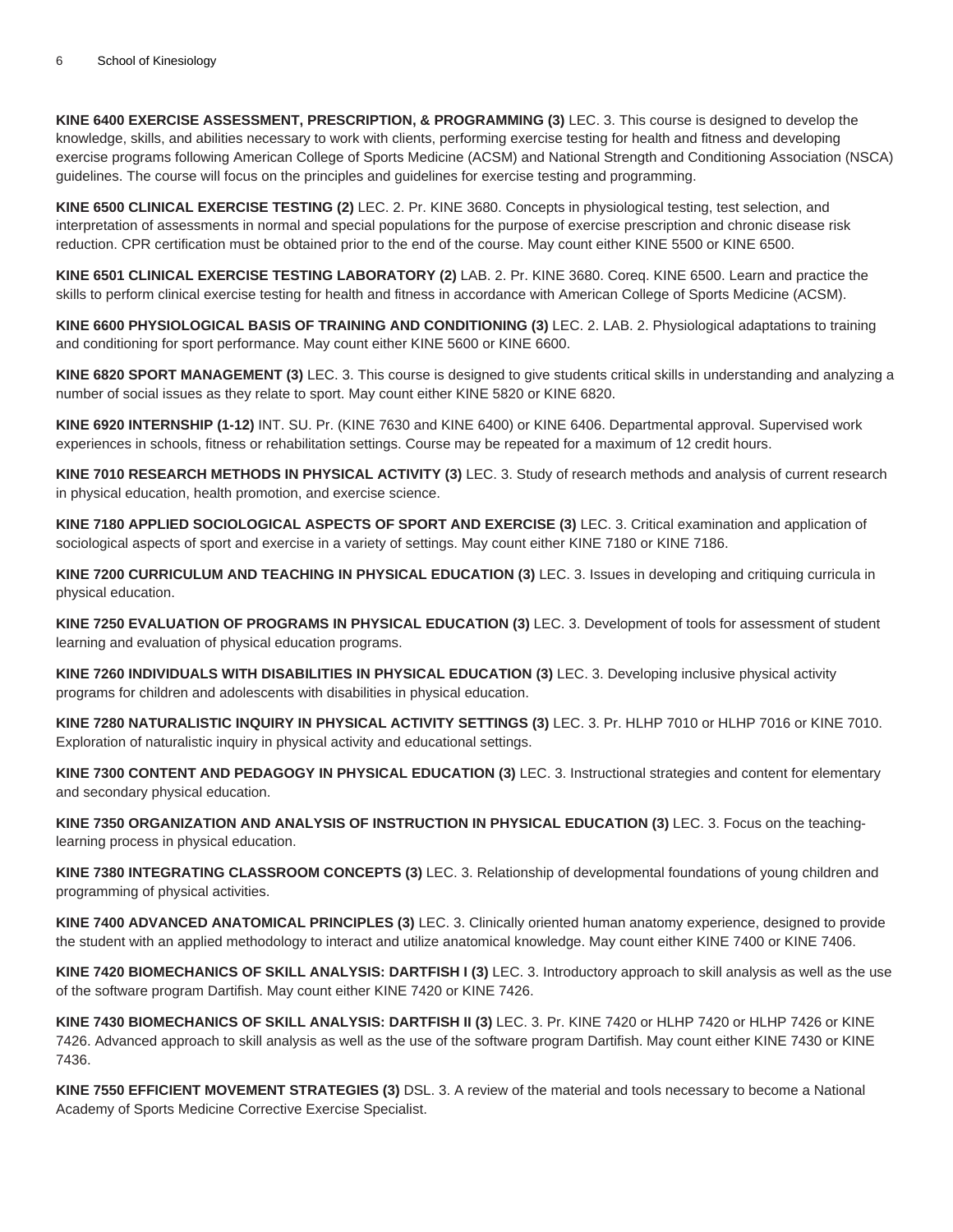**KINE 6400 EXERCISE ASSESSMENT, PRESCRIPTION, & PROGRAMMING (3)** LEC. 3. This course is designed to develop the knowledge, skills, and abilities necessary to work with clients, performing exercise testing for health and fitness and developing exercise programs following American College of Sports Medicine (ACSM) and National Strength and Conditioning Association (NSCA) guidelines. The course will focus on the principles and guidelines for exercise testing and programming.

**KINE 6500 CLINICAL EXERCISE TESTING (2)** LEC. 2. Pr. KINE 3680. Concepts in physiological testing, test selection, and interpretation of assessments in normal and special populations for the purpose of exercise prescription and chronic disease risk reduction. CPR certification must be obtained prior to the end of the course. May count either KINE 5500 or KINE 6500.

**KINE 6501 CLINICAL EXERCISE TESTING LABORATORY (2)** LAB. 2. Pr. KINE 3680. Coreq. KINE 6500. Learn and practice the skills to perform clinical exercise testing for health and fitness in accordance with American College of Sports Medicine (ACSM).

**KINE 6600 PHYSIOLOGICAL BASIS OF TRAINING AND CONDITIONING (3)** LEC. 2. LAB. 2. Physiological adaptations to training and conditioning for sport performance. May count either KINE 5600 or KINE 6600.

**KINE 6820 SPORT MANAGEMENT (3)** LEC. 3. This course is designed to give students critical skills in understanding and analyzing a number of social issues as they relate to sport. May count either KINE 5820 or KINE 6820.

**KINE 6920 INTERNSHIP (1-12)** INT. SU. Pr. (KINE 7630 and KINE 6400) or KINE 6406. Departmental approval. Supervised work experiences in schools, fitness or rehabilitation settings. Course may be repeated for a maximum of 12 credit hours.

**KINE 7010 RESEARCH METHODS IN PHYSICAL ACTIVITY (3)** LEC. 3. Study of research methods and analysis of current research in physical education, health promotion, and exercise science.

**KINE 7180 APPLIED SOCIOLOGICAL ASPECTS OF SPORT AND EXERCISE (3)** LEC. 3. Critical examination and application of sociological aspects of sport and exercise in a variety of settings. May count either KINE 7180 or KINE 7186.

**KINE 7200 CURRICULUM AND TEACHING IN PHYSICAL EDUCATION (3)** LEC. 3. Issues in developing and critiquing curricula in physical education.

**KINE 7250 EVALUATION OF PROGRAMS IN PHYSICAL EDUCATION (3)** LEC. 3. Development of tools for assessment of student learning and evaluation of physical education programs.

**KINE 7260 INDIVIDUALS WITH DISABILITIES IN PHYSICAL EDUCATION (3)** LEC. 3. Developing inclusive physical activity programs for children and adolescents with disabilities in physical education.

**KINE 7280 NATURALISTIC INQUIRY IN PHYSICAL ACTIVITY SETTINGS (3)** LEC. 3. Pr. HLHP 7010 or HLHP 7016 or KINE 7010. Exploration of naturalistic inquiry in physical activity and educational settings.

**KINE 7300 CONTENT AND PEDAGOGY IN PHYSICAL EDUCATION (3)** LEC. 3. Instructional strategies and content for elementary and secondary physical education.

**KINE 7350 ORGANIZATION AND ANALYSIS OF INSTRUCTION IN PHYSICAL EDUCATION (3)** LEC. 3. Focus on the teaching-learning process in physical education.

**KINE 7380 INTEGRATING CLASSROOM CONCEPTS (3)** LEC. 3. Relationship of developmental foundations of young children and programming of physical activities.

**KINE 7400 ADVANCED ANATOMICAL PRINCIPLES (3)** LEC. 3. Clinically oriented human anatomy experience, designed to provide the student with an applied methodology to interact and utilize anatomical knowledge. May count either KINE 7400 or KINE 7406.

**KINE 7420 BIOMECHANICS OF SKILL ANALYSIS: DARTFISH I (3)** LEC. 3. Introductory approach to skill analysis as well as the use of the software program Dartifish. May count either KINE 7420 or KINE 7426.

**KINE 7430 BIOMECHANICS OF SKILL ANALYSIS: DARTFISH II (3)** LEC. 3. Pr. KINE 7420 or HLHP 7420 or HLHP 7426 or KINE 7426. Advanced approach to skill analysis as well as the use of the software program Dartifish. May count either KINE 7430 or KINE 7436.

**KINE 7550 EFFICIENT MOVEMENT STRATEGIES (3)** DSL. 3. A review of the material and tools necessary to become a National Academy of Sports Medicine Corrective Exercise Specialist.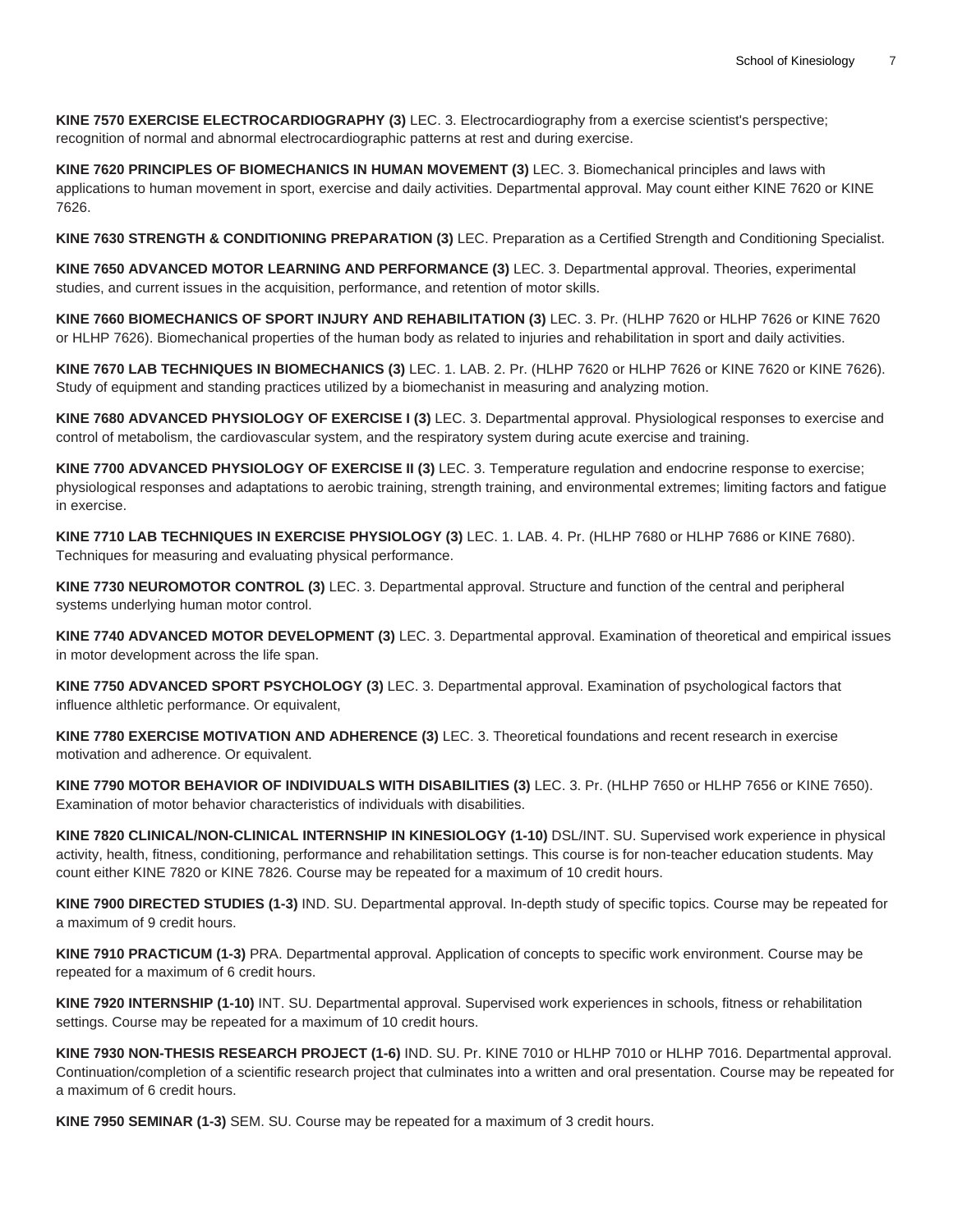**KINE 7570 EXERCISE ELECTROCARDIOGRAPHY (3)** LEC. 3. Electrocardiography from a exercise scientist's perspective; recognition of normal and abnormal electrocardiographic patterns at rest and during exercise.

**KINE 7620 PRINCIPLES OF BIOMECHANICS IN HUMAN MOVEMENT (3)** LEC. 3. Biomechanical principles and laws with applications to human movement in sport, exercise and daily activities. Departmental approval. May count either KINE 7620 or KINE 7626.

**KINE 7630 STRENGTH & CONDITIONING PREPARATION (3)** LEC. Preparation as a Certified Strength and Conditioning Specialist.

**KINE 7650 ADVANCED MOTOR LEARNING AND PERFORMANCE (3)** LEC. 3. Departmental approval. Theories, experimental studies, and current issues in the acquisition, performance, and retention of motor skills.

**KINE 7660 BIOMECHANICS OF SPORT INJURY AND REHABILITATION (3)** LEC. 3. Pr. (HLHP 7620 or HLHP 7626 or KINE 7620 or HLHP 7626). Biomechanical properties of the human body as related to injuries and rehabilitation in sport and daily activities.

**KINE 7670 LAB TECHNIQUES IN BIOMECHANICS (3)** LEC. 1. LAB. 2. Pr. (HLHP 7620 or HLHP 7626 or KINE 7620 or KINE 7626). Study of equipment and standing practices utilized by a biomechanist in measuring and analyzing motion.

**KINE 7680 ADVANCED PHYSIOLOGY OF EXERCISE I (3)** LEC. 3. Departmental approval. Physiological responses to exercise and control of metabolism, the cardiovascular system, and the respiratory system during acute exercise and training.

**KINE 7700 ADVANCED PHYSIOLOGY OF EXERCISE II (3)** LEC. 3. Temperature regulation and endocrine response to exercise; physiological responses and adaptations to aerobic training, strength training, and environmental extremes; limiting factors and fatigue in exercise.

**KINE 7710 LAB TECHNIQUES IN EXERCISE PHYSIOLOGY (3)** LEC. 1. LAB. 4. Pr. (HLHP 7680 or HLHP 7686 or KINE 7680). Techniques for measuring and evaluating physical performance.

**KINE 7730 NEUROMOTOR CONTROL (3)** LEC. 3. Departmental approval. Structure and function of the central and peripheral systems underlying human motor control.

**KINE 7740 ADVANCED MOTOR DEVELOPMENT (3)** LEC. 3. Departmental approval. Examination of theoretical and empirical issues in motor development across the life span.

**KINE 7750 ADVANCED SPORT PSYCHOLOGY (3)** LEC. 3. Departmental approval. Examination of psychological factors that influence althletic performance. Or equivalent,

**KINE 7780 EXERCISE MOTIVATION AND ADHERENCE (3)** LEC. 3. Theoretical foundations and recent research in exercise motivation and adherence. Or equivalent.

**KINE 7790 MOTOR BEHAVIOR OF INDIVIDUALS WITH DISABILITIES (3)** LEC. 3. Pr. (HLHP 7650 or HLHP 7656 or KINE 7650). Examination of motor behavior characteristics of individuals with disabilities.

**KINE 7820 CLINICAL/NON-CLINICAL INTERNSHIP IN KINESIOLOGY (1-10)** DSL/INT. SU. Supervised work experience in physical activity, health, fitness, conditioning, performance and rehabilitation settings. This course is for non-teacher education students. May count either KINE 7820 or KINE 7826. Course may be repeated for a maximum of 10 credit hours.

**KINE 7900 DIRECTED STUDIES (1-3)** IND. SU. Departmental approval. In-depth study of specific topics. Course may be repeated for a maximum of 9 credit hours.

**KINE 7910 PRACTICUM (1-3)** PRA. Departmental approval. Application of concepts to specific work environment. Course may be repeated for a maximum of 6 credit hours.

**KINE 7920 INTERNSHIP (1-10)** INT. SU. Departmental approval. Supervised work experiences in schools, fitness or rehabilitation settings. Course may be repeated for a maximum of 10 credit hours.

**KINE 7930 NON-THESIS RESEARCH PROJECT (1-6)** IND. SU. Pr. KINE 7010 or HLHP 7010 or HLHP 7016. Departmental approval. Continuation/completion of a scientific research project that culminates into a written and oral presentation. Course may be repeated for a maximum of 6 credit hours.

**KINE 7950 SEMINAR (1-3)** SEM. SU. Course may be repeated for a maximum of 3 credit hours.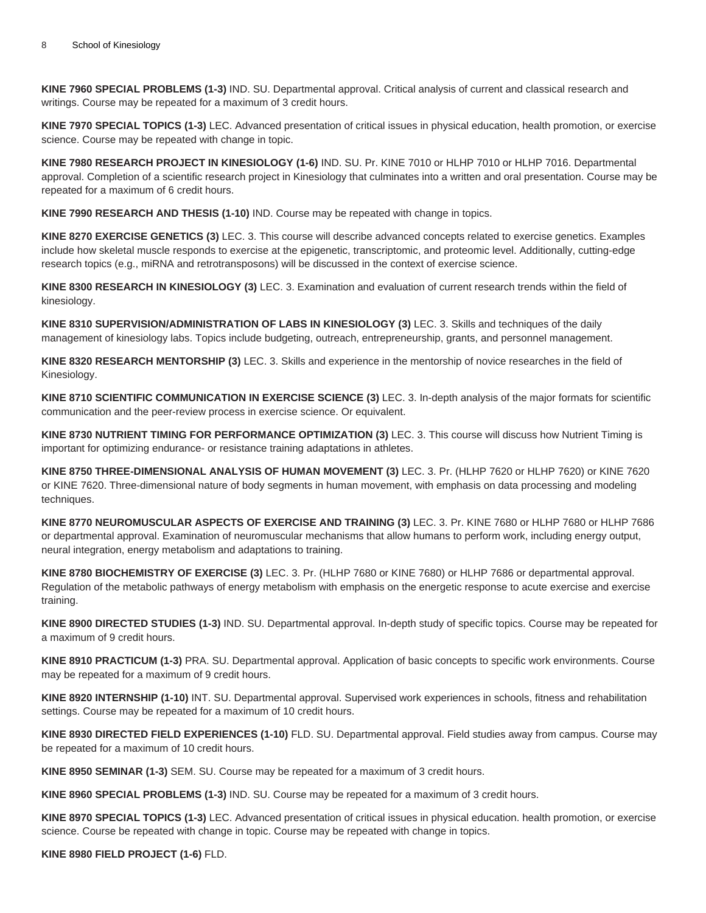**KINE 7960 SPECIAL PROBLEMS (1-3)** IND. SU. Departmental approval. Critical analysis of current and classical research and writings. Course may be repeated for a maximum of 3 credit hours.

**KINE 7970 SPECIAL TOPICS (1-3)** LEC. Advanced presentation of critical issues in physical education, health promotion, or exercise science. Course may be repeated with change in topic.

**KINE 7980 RESEARCH PROJECT IN KINESIOLOGY (1-6)** IND. SU. Pr. KINE 7010 or HLHP 7010 or HLHP 7016. Departmental approval. Completion of a scientific research project in Kinesiology that culminates into a written and oral presentation. Course may be repeated for a maximum of 6 credit hours.

**KINE 7990 RESEARCH AND THESIS (1-10)** IND. Course may be repeated with change in topics.

**KINE 8270 EXERCISE GENETICS (3)** LEC. 3. This course will describe advanced concepts related to exercise genetics. Examples include how skeletal muscle responds to exercise at the epigenetic, transcriptomic, and proteomic level. Additionally, cutting-edge research topics (e.g., miRNA and retrotransposons) will be discussed in the context of exercise science.

**KINE 8300 RESEARCH IN KINESIOLOGY (3)** LEC. 3. Examination and evaluation of current research trends within the field of kinesiology.

**KINE 8310 SUPERVISION/ADMINISTRATION OF LABS IN KINESIOLOGY (3)** LEC. 3. Skills and techniques of the daily management of kinesiology labs. Topics include budgeting, outreach, entrepreneurship, grants, and personnel management.

**KINE 8320 RESEARCH MENTORSHIP (3)** LEC. 3. Skills and experience in the mentorship of novice researches in the field of Kinesiology.

**KINE 8710 SCIENTIFIC COMMUNICATION IN EXERCISE SCIENCE (3)** LEC. 3. In-depth analysis of the major formats for scientific communication and the peer-review process in exercise science. Or equivalent.

**KINE 8730 NUTRIENT TIMING FOR PERFORMANCE OPTIMIZATION (3)** LEC. 3. This course will discuss how Nutrient Timing is important for optimizing endurance- or resistance training adaptations in athletes.

**KINE 8750 THREE-DIMENSIONAL ANALYSIS OF HUMAN MOVEMENT (3)** LEC. 3. Pr. (HLHP 7620 or HLHP 7620) or KINE 7620 or KINE 7620. Three-dimensional nature of body segments in human movement, with emphasis on data processing and modeling techniques.

**KINE 8770 NEUROMUSCULAR ASPECTS OF EXERCISE AND TRAINING (3)** LEC. 3. Pr. KINE 7680 or HLHP 7680 or HLHP 7686 or departmental approval. Examination of neuromuscular mechanisms that allow humans to perform work, including energy output, neural integration, energy metabolism and adaptations to training.

**KINE 8780 BIOCHEMISTRY OF EXERCISE (3)** LEC. 3. Pr. (HLHP 7680 or KINE 7680) or HLHP 7686 or departmental approval. Regulation of the metabolic pathways of energy metabolism with emphasis on the energetic response to acute exercise and exercise training.

**KINE 8900 DIRECTED STUDIES (1-3)** IND. SU. Departmental approval. In-depth study of specific topics. Course may be repeated for a maximum of 9 credit hours.

**KINE 8910 PRACTICUM (1-3)** PRA. SU. Departmental approval. Application of basic concepts to specific work environments. Course may be repeated for a maximum of 9 credit hours.

**KINE 8920 INTERNSHIP (1-10)** INT. SU. Departmental approval. Supervised work experiences in schools, fitness and rehabilitation settings. Course may be repeated for a maximum of 10 credit hours.

**KINE 8930 DIRECTED FIELD EXPERIENCES (1-10)** FLD. SU. Departmental approval. Field studies away from campus. Course may be repeated for a maximum of 10 credit hours.

**KINE 8950 SEMINAR (1-3)** SEM. SU. Course may be repeated for a maximum of 3 credit hours.

**KINE 8960 SPECIAL PROBLEMS (1-3)** IND. SU. Course may be repeated for a maximum of 3 credit hours.

**KINE 8970 SPECIAL TOPICS (1-3)** LEC. Advanced presentation of critical issues in physical education. health promotion, or exercise science. Course be repeated with change in topic. Course may be repeated with change in topics.

**KINE 8980 FIELD PROJECT (1-6)** FLD.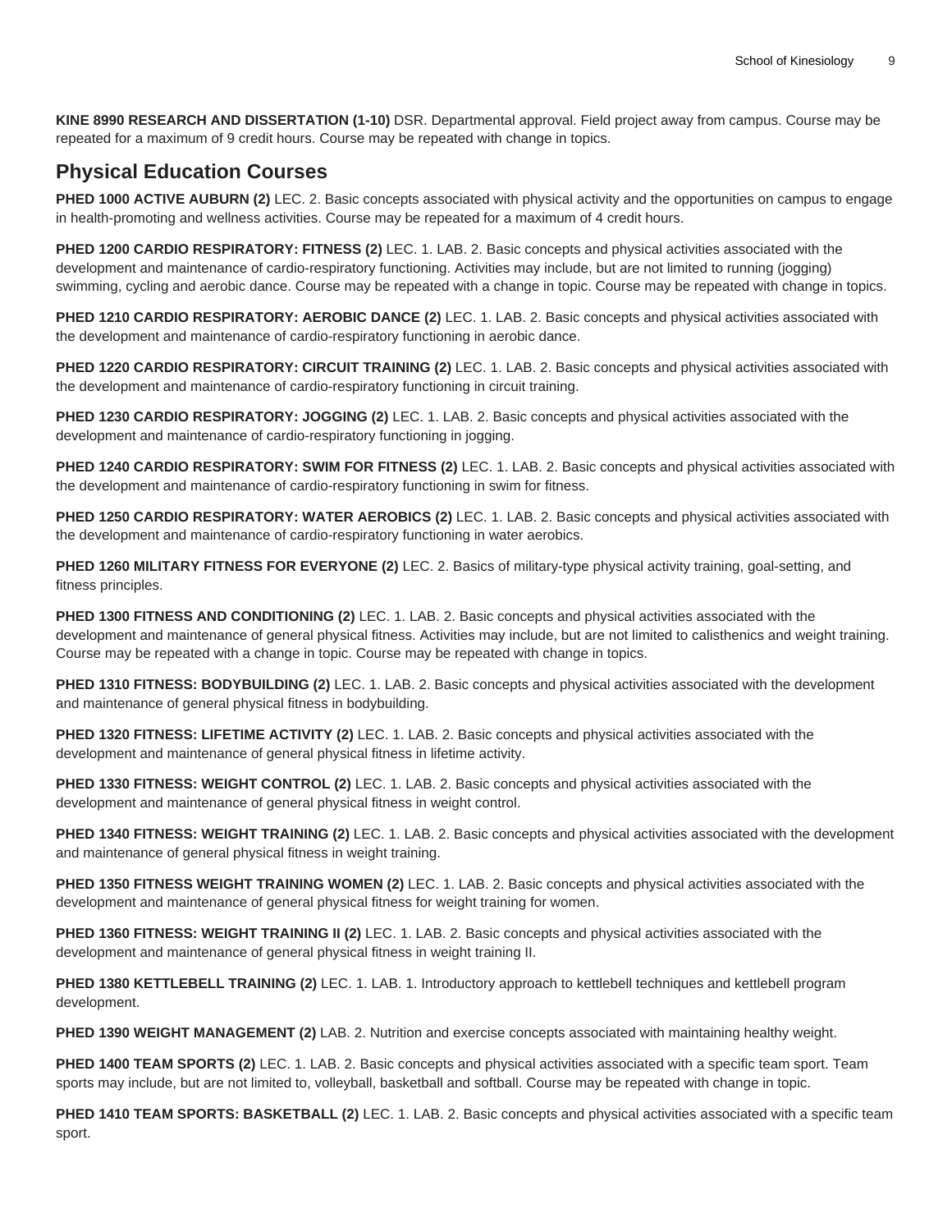**KINE 8990 RESEARCH AND DISSERTATION (1-10)** DSR. Departmental approval. Field project away from campus. Course may be repeated for a maximum of 9 credit hours. Course may be repeated with change in topics.

## Physical Education Courses

**PHED 1000 ACTIVE AUBURN (2)** LEC. 2. Basic concepts associated with physical activity and the opportunities on campus to engage in health-promoting and wellness activities. Course may be repeated for a maximum of 4 credit hours.

**PHED 1200 CARDIO RESPIRATORY: FITNESS (2)** LEC. 1. LAB. 2. Basic concepts and physical activities associated with the development and maintenance of cardio-respiratory functioning. Activities may include, but are not limited to running (jogging) swimming, cycling and aerobic dance. Course may be repeated with a change in topic. Course may be repeated with change in topics.

**PHED 1210 CARDIO RESPIRATORY: AEROBIC DANCE (2)** LEC. 1. LAB. 2. Basic concepts and physical activities associated with the development and maintenance of cardio-respiratory functioning in aerobic dance.

**PHED 1220 CARDIO RESPIRATORY: CIRCUIT TRAINING (2)** LEC. 1. LAB. 2. Basic concepts and physical activities associated with the development and maintenance of cardio-respiratory functioning in circuit training.

**PHED 1230 CARDIO RESPIRATORY: JOGGING (2)** LEC. 1. LAB. 2. Basic concepts and physical activities associated with the development and maintenance of cardio-respiratory functioning in jogging.

**PHED 1240 CARDIO RESPIRATORY: SWIM FOR FITNESS (2)** LEC. 1. LAB. 2. Basic concepts and physical activities associated with the development and maintenance of cardio-respiratory functioning in swim for fitness.

**PHED 1250 CARDIO RESPIRATORY: WATER AEROBICS (2)** LEC. 1. LAB. 2. Basic concepts and physical activities associated with the development and maintenance of cardio-respiratory functioning in water aerobics.

**PHED 1260 MILITARY FITNESS FOR EVERYONE (2)** LEC. 2. Basics of military-type physical activity training, goal-setting, and fitness principles.

**PHED 1300 FITNESS AND CONDITIONING (2)** LEC. 1. LAB. 2. Basic concepts and physical activities associated with the development and maintenance of general physical fitness. Activities may include, but are not limited to calisthenics and weight training. Course may be repeated with a change in topic. Course may be repeated with change in topics.

**PHED 1310 FITNESS: BODYBUILDING (2)** LEC. 1. LAB. 2. Basic concepts and physical activities associated with the development and maintenance of general physical fitness in bodybuilding.

**PHED 1320 FITNESS: LIFETIME ACTIVITY (2)** LEC. 1. LAB. 2. Basic concepts and physical activities associated with the development and maintenance of general physical fitness in lifetime activity.

**PHED 1330 FITNESS: WEIGHT CONTROL (2)** LEC. 1. LAB. 2. Basic concepts and physical activities associated with the development and maintenance of general physical fitness in weight control.

**PHED 1340 FITNESS: WEIGHT TRAINING (2)** LEC. 1. LAB. 2. Basic concepts and physical activities associated with the development and maintenance of general physical fitness in weight training.

**PHED 1350 FITNESS WEIGHT TRAINING WOMEN (2)** LEC. 1. LAB. 2. Basic concepts and physical activities associated with the development and maintenance of general physical fitness for weight training for women.

**PHED 1360 FITNESS: WEIGHT TRAINING II (2)** LEC. 1. LAB. 2. Basic concepts and physical activities associated with the development and maintenance of general physical fitness in weight training II.

**PHED 1380 KETTLEBELL TRAINING (2)** LEC. 1. LAB. 1. Introductory approach to kettlebell techniques and kettlebell program development.

**PHED 1390 WEIGHT MANAGEMENT (2)** LAB. 2. Nutrition and exercise concepts associated with maintaining healthy weight.

**PHED 1400 TEAM SPORTS (2)** LEC. 1. LAB. 2. Basic concepts and physical activities associated with a specific team sport. Team sports may include, but are not limited to, volleyball, basketball and softball. Course may be repeated with change in topic.

**PHED 1410 TEAM SPORTS: BASKETBALL (2)** LEC. 1. LAB. 2. Basic concepts and physical activities associated with a specific team sport.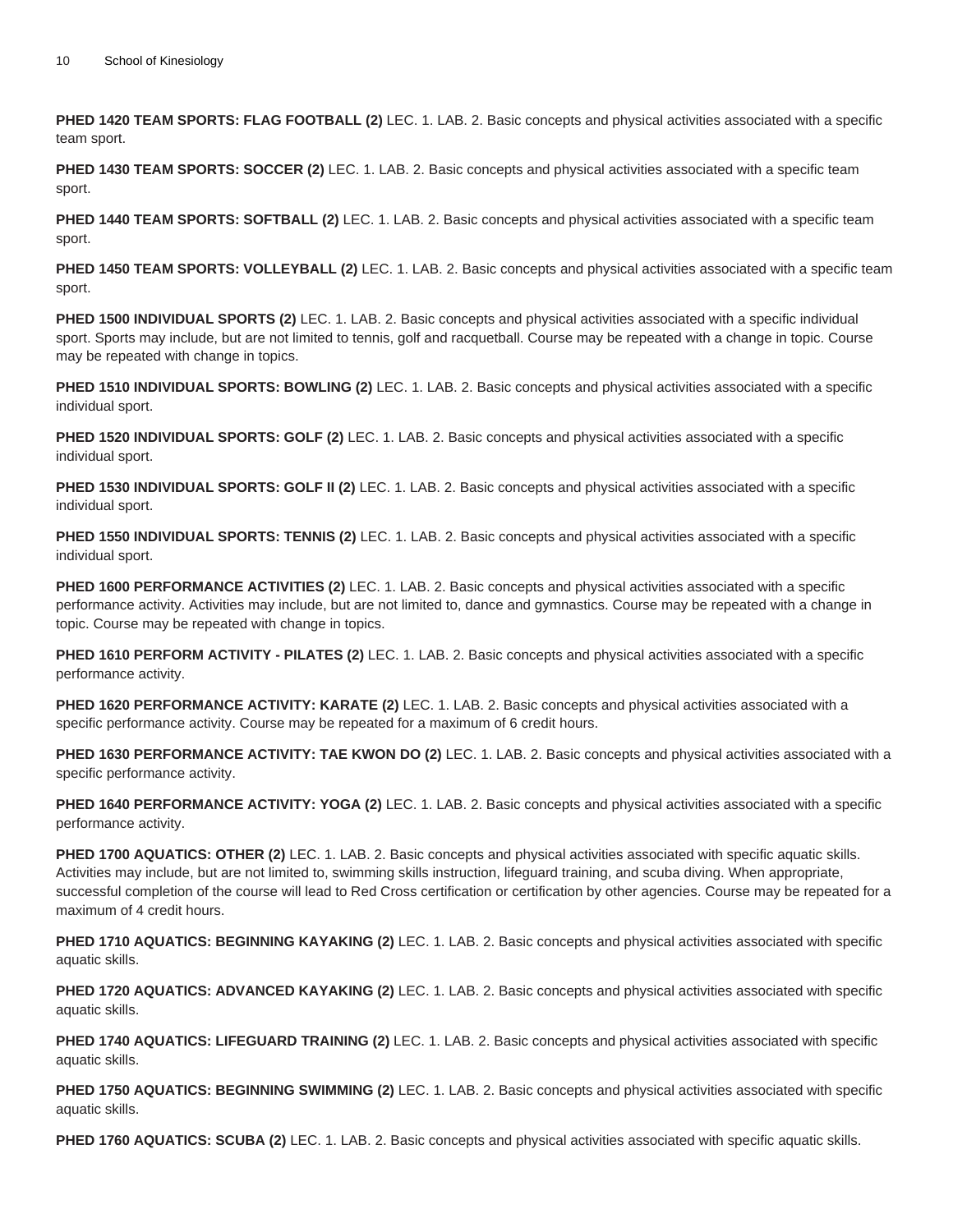**PHED 1420 TEAM SPORTS: FLAG FOOTBALL (2)** LEC. 1. LAB. 2. Basic concepts and physical activities associated with a specific team sport.

**PHED 1430 TEAM SPORTS: SOCCER (2)** LEC. 1. LAB. 2. Basic concepts and physical activities associated with a specific team sport.

**PHED 1440 TEAM SPORTS: SOFTBALL (2)** LEC. 1. LAB. 2. Basic concepts and physical activities associated with a specific team sport.

**PHED 1450 TEAM SPORTS: VOLLEYBALL (2)** LEC. 1. LAB. 2. Basic concepts and physical activities associated with a specific team sport.

**PHED 1500 INDIVIDUAL SPORTS (2)** LEC. 1. LAB. 2. Basic concepts and physical activities associated with a specific individual sport. Sports may include, but are not limited to tennis, golf and racquetball. Course may be repeated with a change in topic. Course may be repeated with change in topics.

**PHED 1510 INDIVIDUAL SPORTS: BOWLING (2)** LEC. 1. LAB. 2. Basic concepts and physical activities associated with a specific individual sport.

**PHED 1520 INDIVIDUAL SPORTS: GOLF (2)** LEC. 1. LAB. 2. Basic concepts and physical activities associated with a specific individual sport.

**PHED 1530 INDIVIDUAL SPORTS: GOLF II (2)** LEC. 1. LAB. 2. Basic concepts and physical activities associated with a specific individual sport.

**PHED 1550 INDIVIDUAL SPORTS: TENNIS (2)** LEC. 1. LAB. 2. Basic concepts and physical activities associated with a specific individual sport.

**PHED 1600 PERFORMANCE ACTIVITIES (2)** LEC. 1. LAB. 2. Basic concepts and physical activities associated with a specific performance activity. Activities may include, but are not limited to, dance and gymnastics. Course may be repeated with a change in topic. Course may be repeated with change in topics.

**PHED 1610 PERFORM ACTIVITY - PILATES (2)** LEC. 1. LAB. 2. Basic concepts and physical activities associated with a specific performance activity.

**PHED 1620 PERFORMANCE ACTIVITY: KARATE (2)** LEC. 1. LAB. 2. Basic concepts and physical activities associated with a specific performance activity. Course may be repeated for a maximum of 6 credit hours.

**PHED 1630 PERFORMANCE ACTIVITY: TAE KWON DO (2)** LEC. 1. LAB. 2. Basic concepts and physical activities associated with a specific performance activity.

**PHED 1640 PERFORMANCE ACTIVITY: YOGA (2)** LEC. 1. LAB. 2. Basic concepts and physical activities associated with a specific performance activity.

**PHED 1700 AQUATICS: OTHER (2)** LEC. 1. LAB. 2. Basic concepts and physical activities associated with specific aquatic skills. Activities may include, but are not limited to, swimming skills instruction, lifeguard training, and scuba diving. When appropriate, successful completion of the course will lead to Red Cross certification or certification by other agencies. Course may be repeated for a maximum of 4 credit hours.

**PHED 1710 AQUATICS: BEGINNING KAYAKING (2)** LEC. 1. LAB. 2. Basic concepts and physical activities associated with specific aquatic skills.

**PHED 1720 AQUATICS: ADVANCED KAYAKING (2)** LEC. 1. LAB. 2. Basic concepts and physical activities associated with specific aquatic skills.

**PHED 1740 AQUATICS: LIFEGUARD TRAINING (2)** LEC. 1. LAB. 2. Basic concepts and physical activities associated with specific aquatic skills.

**PHED 1750 AQUATICS: BEGINNING SWIMMING (2)** LEC. 1. LAB. 2. Basic concepts and physical activities associated with specific aquatic skills.

**PHED 1760 AQUATICS: SCUBA (2)** LEC. 1. LAB. 2. Basic concepts and physical activities associated with specific aquatic skills.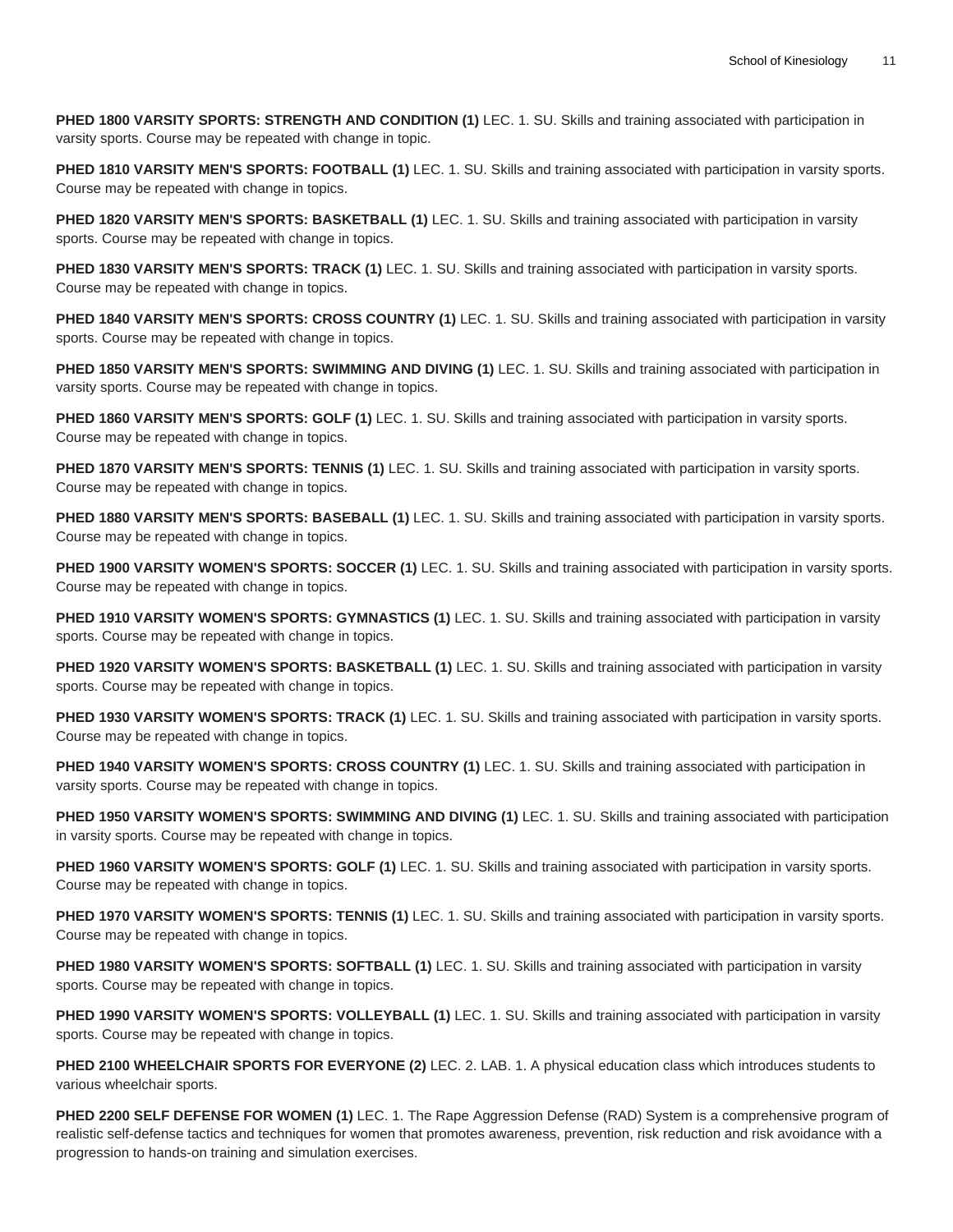**PHED 1800 VARSITY SPORTS: STRENGTH AND CONDITION (1)** LEC. 1. SU. Skills and training associated with participation in varsity sports. Course may be repeated with change in topic.

**PHED 1810 VARSITY MEN'S SPORTS: FOOTBALL (1)** LEC. 1. SU. Skills and training associated with participation in varsity sports. Course may be repeated with change in topics.

**PHED 1820 VARSITY MEN'S SPORTS: BASKETBALL (1)** LEC. 1. SU. Skills and training associated with participation in varsity sports. Course may be repeated with change in topics.

**PHED 1830 VARSITY MEN'S SPORTS: TRACK (1)** LEC. 1. SU. Skills and training associated with participation in varsity sports. Course may be repeated with change in topics.

**PHED 1840 VARSITY MEN'S SPORTS: CROSS COUNTRY (1)** LEC. 1. SU. Skills and training associated with participation in varsity sports. Course may be repeated with change in topics.

**PHED 1850 VARSITY MEN'S SPORTS: SWIMMING AND DIVING (1)** LEC. 1. SU. Skills and training associated with participation in varsity sports. Course may be repeated with change in topics.

**PHED 1860 VARSITY MEN'S SPORTS: GOLF (1)** LEC. 1. SU. Skills and training associated with participation in varsity sports. Course may be repeated with change in topics.

**PHED 1870 VARSITY MEN'S SPORTS: TENNIS (1)** LEC. 1. SU. Skills and training associated with participation in varsity sports. Course may be repeated with change in topics.

**PHED 1880 VARSITY MEN'S SPORTS: BASEBALL (1)** LEC. 1. SU. Skills and training associated with participation in varsity sports. Course may be repeated with change in topics.

**PHED 1900 VARSITY WOMEN'S SPORTS: SOCCER (1)** LEC. 1. SU. Skills and training associated with participation in varsity sports. Course may be repeated with change in topics.

**PHED 1910 VARSITY WOMEN'S SPORTS: GYMNASTICS (1)** LEC. 1. SU. Skills and training associated with participation in varsity sports. Course may be repeated with change in topics.

**PHED 1920 VARSITY WOMEN'S SPORTS: BASKETBALL (1)** LEC. 1. SU. Skills and training associated with participation in varsity sports. Course may be repeated with change in topics.

**PHED 1930 VARSITY WOMEN'S SPORTS: TRACK (1)** LEC. 1. SU. Skills and training associated with participation in varsity sports. Course may be repeated with change in topics.

**PHED 1940 VARSITY WOMEN'S SPORTS: CROSS COUNTRY (1)** LEC. 1. SU. Skills and training associated with participation in varsity sports. Course may be repeated with change in topics.

**PHED 1950 VARSITY WOMEN'S SPORTS: SWIMMING AND DIVING (1)** LEC. 1. SU. Skills and training associated with participation in varsity sports. Course may be repeated with change in topics.

**PHED 1960 VARSITY WOMEN'S SPORTS: GOLF (1)** LEC. 1. SU. Skills and training associated with participation in varsity sports. Course may be repeated with change in topics.

**PHED 1970 VARSITY WOMEN'S SPORTS: TENNIS (1)** LEC. 1. SU. Skills and training associated with participation in varsity sports. Course may be repeated with change in topics.

**PHED 1980 VARSITY WOMEN'S SPORTS: SOFTBALL (1)** LEC. 1. SU. Skills and training associated with participation in varsity sports. Course may be repeated with change in topics.

**PHED 1990 VARSITY WOMEN'S SPORTS: VOLLEYBALL (1)** LEC. 1. SU. Skills and training associated with participation in varsity sports. Course may be repeated with change in topics.

**PHED 2100 WHEELCHAIR SPORTS FOR EVERYONE (2)** LEC. 2. LAB. 1. A physical education class which introduces students to various wheelchair sports.

**PHED 2200 SELF DEFENSE FOR WOMEN (1)** LEC. 1. The Rape Aggression Defense (RAD) System is a comprehensive program of realistic self-defense tactics and techniques for women that promotes awareness, prevention, risk reduction and risk avoidance with a progression to hands-on training and simulation exercises.